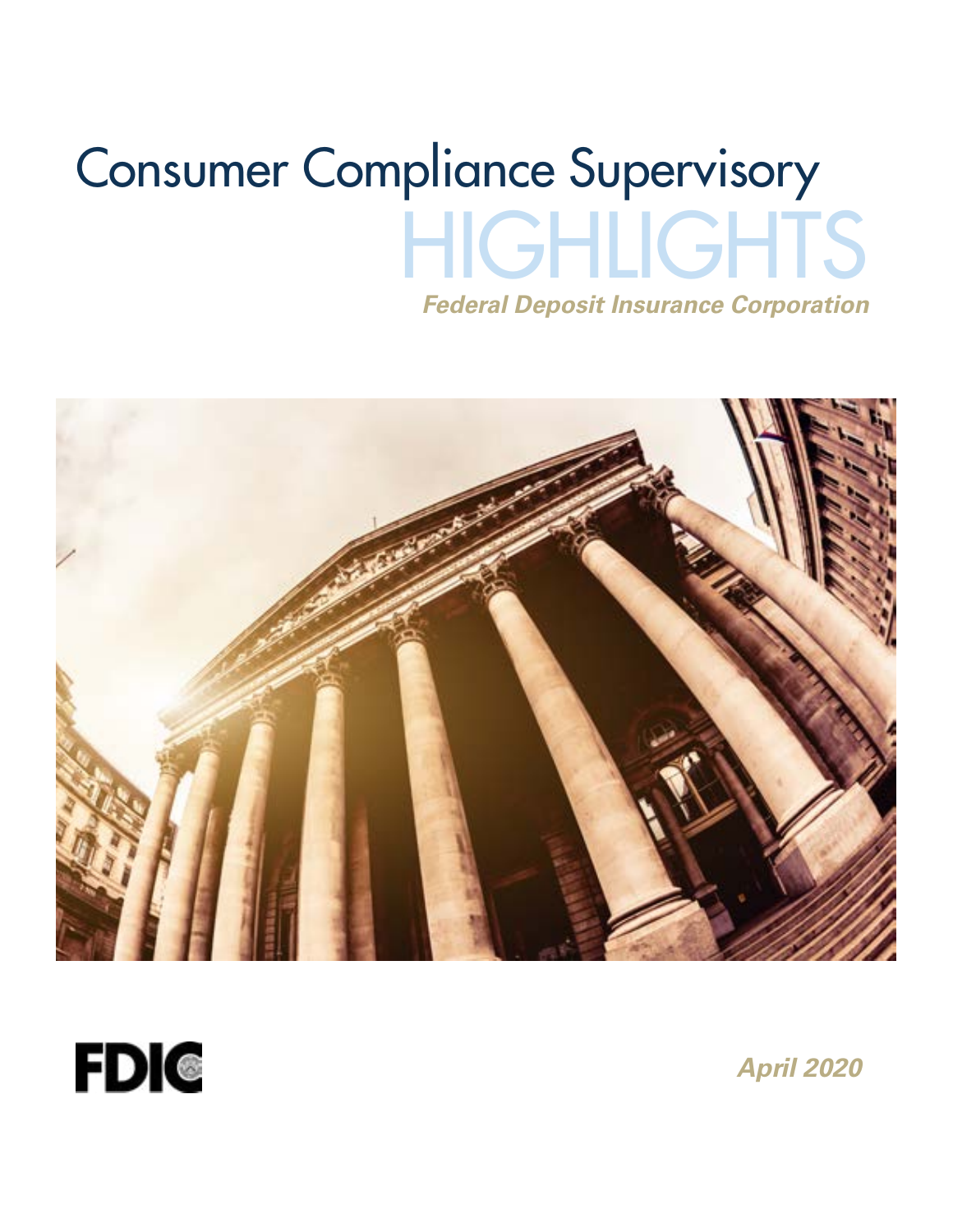# Consumer Compliance Supervisory HIGHLIGHTS

***Federal Deposit Insurance Corporation***

FDIC

***April 2020***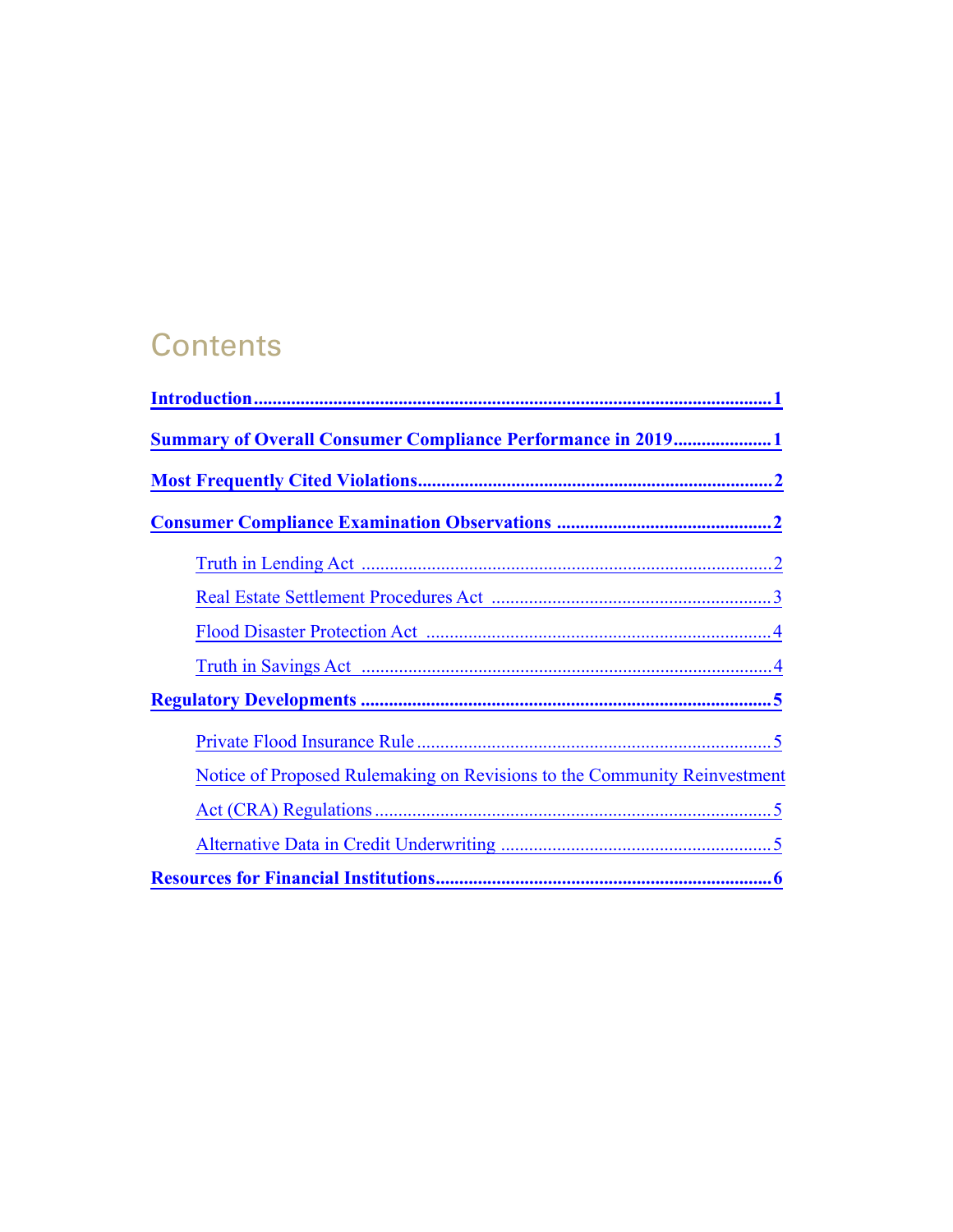# Contents

**Introduction** .......... 1

**Summary of Overall Consumer Compliance Performance in 2019** .......... 1

**Most Frequently Cited Violations** .......... 2

**Consumer Compliance Examination Observations** .......... 2

- Truth in Lending Act .......... 2
- Real Estate Settlement Procedures Act .......... 3
- Flood Disaster Protection Act .......... 4
- Truth in Savings Act .......... 4

**Regulatory Developments** .......... 5

- Private Flood Insurance Rule .......... 5
- Notice of Proposed Rulemaking on Revisions to the Community Reinvestment Act (CRA) Regulations .......... 5
- Alternative Data in Credit Underwriting .......... 5

**Resources for Financial Institutions** .......... 6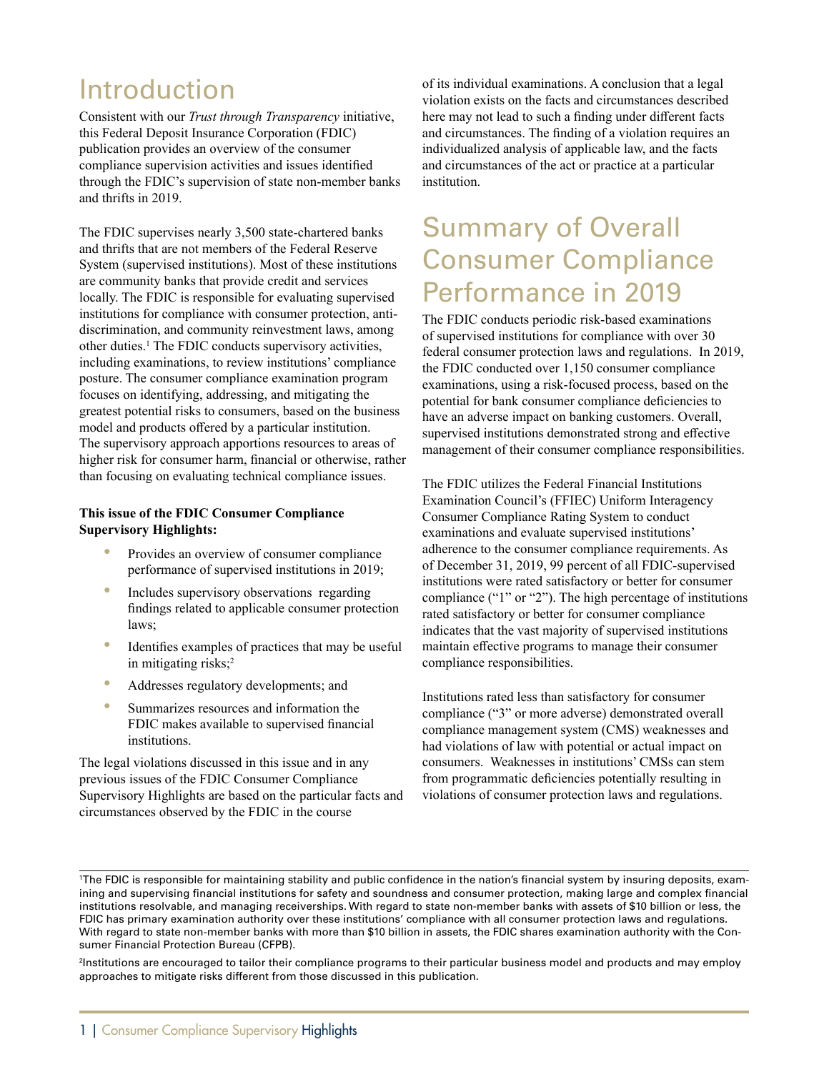# Introduction

Consistent with our *Trust through Transparency* initiative, this Federal Deposit Insurance Corporation (FDIC) publication provides an overview of the consumer compliance supervision activities and issues identified through the FDIC's supervision of state non-member banks and thrifts in 2019.

The FDIC supervises nearly 3,500 state-chartered banks and thrifts that are not members of the Federal Reserve System (supervised institutions). Most of these institutions are community banks that provide credit and services locally. The FDIC is responsible for evaluating supervised institutions for compliance with consumer protection, anti-discrimination, and community reinvestment laws, among other duties.[1] The FDIC conducts supervisory activities, including examinations, to review institutions' compliance posture. The consumer compliance examination program focuses on identifying, addressing, and mitigating the greatest potential risks to consumers, based on the business model and products offered by a particular institution. The supervisory approach apportions resources to areas of higher risk for consumer harm, financial or otherwise, rather than focusing on evaluating technical compliance issues.

**This issue of the FDIC Consumer Compliance Supervisory Highlights:**

- Provides an overview of consumer compliance performance of supervised institutions in 2019;
- Includes supervisory observations regarding findings related to applicable consumer protection laws;
- Identifies examples of practices that may be useful in mitigating risks;[2]
- Addresses regulatory developments; and
- Summarizes resources and information the FDIC makes available to supervised financial institutions.

The legal violations discussed in this issue and in any previous issues of the FDIC Consumer Compliance Supervisory Highlights are based on the particular facts and circumstances observed by the FDIC in the course of its individual examinations. A conclusion that a legal violation exists on the facts and circumstances described here may not lead to such a finding under different facts and circumstances. The finding of a violation requires an individualized analysis of applicable law, and the facts and circumstances of the act or practice at a particular institution.

# Summary of Overall Consumer Compliance Performance in 2019

The FDIC conducts periodic risk-based examinations of supervised institutions for compliance with over 30 federal consumer protection laws and regulations. In 2019, the FDIC conducted over 1,150 consumer compliance examinations, using a risk-focused process, based on the potential for bank consumer compliance deficiencies to have an adverse impact on banking customers. Overall, supervised institutions demonstrated strong and effective management of their consumer compliance responsibilities.

The FDIC utilizes the Federal Financial Institutions Examination Council's (FFIEC) Uniform Interagency Consumer Compliance Rating System to conduct examinations and evaluate supervised institutions' adherence to the consumer compliance requirements. As of December 31, 2019, 99 percent of all FDIC-supervised institutions were rated satisfactory or better for consumer compliance ("1" or "2"). The high percentage of institutions rated satisfactory or better for consumer compliance indicates that the vast majority of supervised institutions maintain effective programs to manage their consumer compliance responsibilities.

Institutions rated less than satisfactory for consumer compliance ("3" or more adverse) demonstrated overall compliance management system (CMS) weaknesses and had violations of law with potential or actual impact on consumers. Weaknesses in institutions' CMSs can stem from programmatic deficiencies potentially resulting in violations of consumer protection laws and regulations.

---

[1] The FDIC is responsible for maintaining stability and public confidence in the nation's financial system by insuring deposits, examining and supervising financial institutions for safety and soundness and consumer protection, making large and complex financial institutions resolvable, and managing receiverships. With regard to state non-member banks with assets of $10 billion or less, the FDIC has primary examination authority over these institutions' compliance with all consumer protection laws and regulations. With regard to state non-member banks with more than $10 billion in assets, the FDIC shares examination authority with the Consumer Financial Protection Bureau (CFPB).

[2] Institutions are encouraged to tailor their compliance programs to their particular business model and products and may employ approaches to mitigate risks different from those discussed in this publication.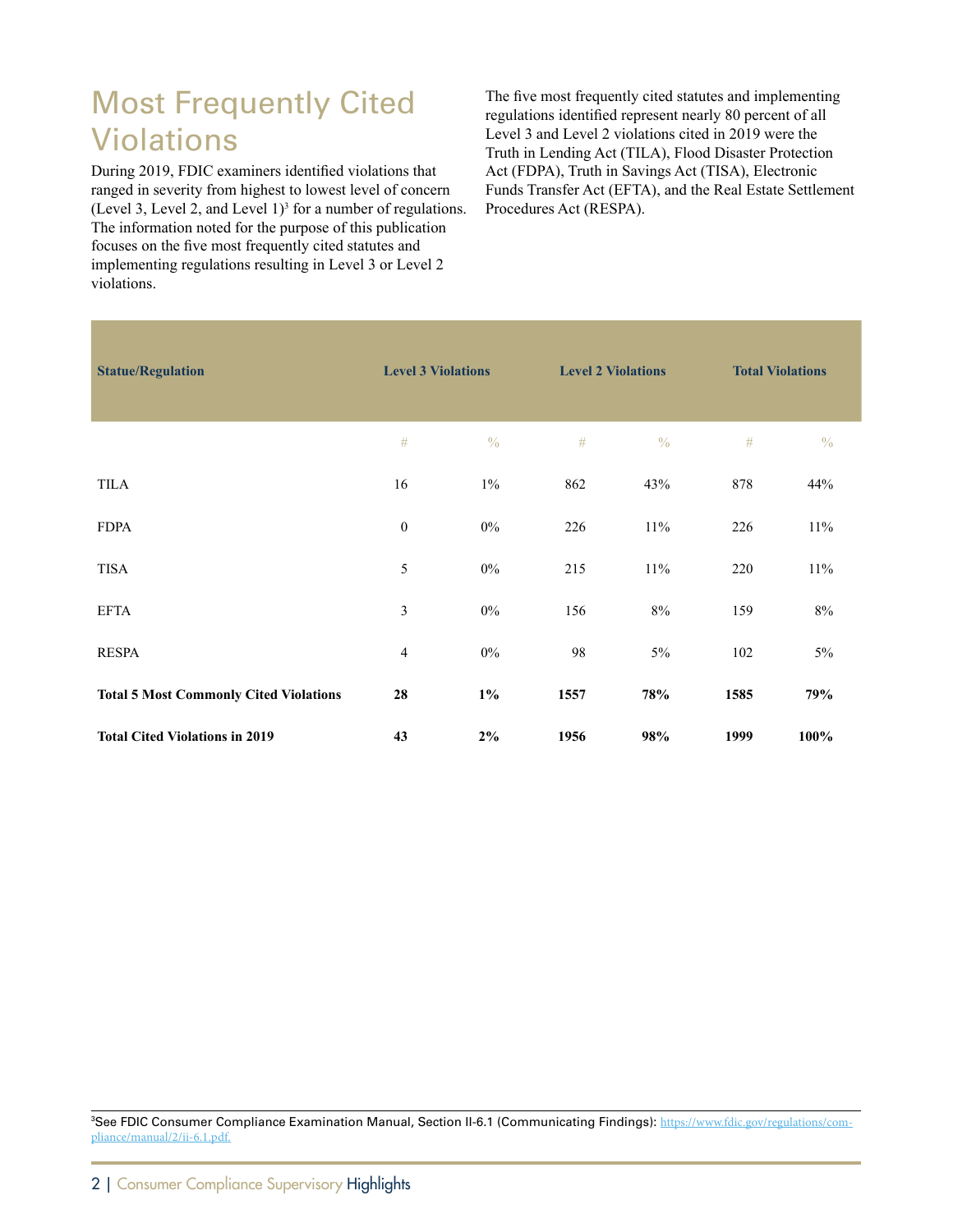# Most Frequently Cited Violations

During 2019, FDIC examiners identified violations that ranged in severity from highest to lowest level of concern (Level 3, Level 2, and Level 1)[3] for a number of regulations. The information noted for the purpose of this publication focuses on the five most frequently cited statutes and implementing regulations resulting in Level 3 or Level 2 violations.

The five most frequently cited statutes and implementing regulations identified represent nearly 80 percent of all Level 3 and Level 2 violations cited in 2019 were the Truth in Lending Act (TILA), Flood Disaster Protection Act (FDPA), Truth in Savings Act (TISA), Electronic Funds Transfer Act (EFTA), and the Real Estate Settlement Procedures Act (RESPA).

| Statue/Regulation | Level 3 Violations | | Level 2 Violations | | Total Violations | |
|---|---|---|---|---|---|---|
| | # | % | # | % | # | % |
| TILA | 16 | 1% | 862 | 43% | 878 | 44% |
| FDPA | 0 | 0% | 226 | 11% | 226 | 11% |
| TISA | 5 | 0% | 215 | 11% | 220 | 11% |
| EFTA | 3 | 0% | 156 | 8% | 159 | 8% |
| RESPA | 4 | 0% | 98 | 5% | 102 | 5% |
| **Total 5 Most Commonly Cited Violations** | **28** | **1%** | **1557** | **78%** | **1585** | **79%** |
| **Total Cited Violations in 2019** | **43** | **2%** | **1956** | **98%** | **1999** | **100%** |

[3] See FDIC Consumer Compliance Examination Manual, Section II-6.1 (Communicating Findings): https://www.fdic.gov/regulations/compliance/manual/2/ii-6.1.pdf.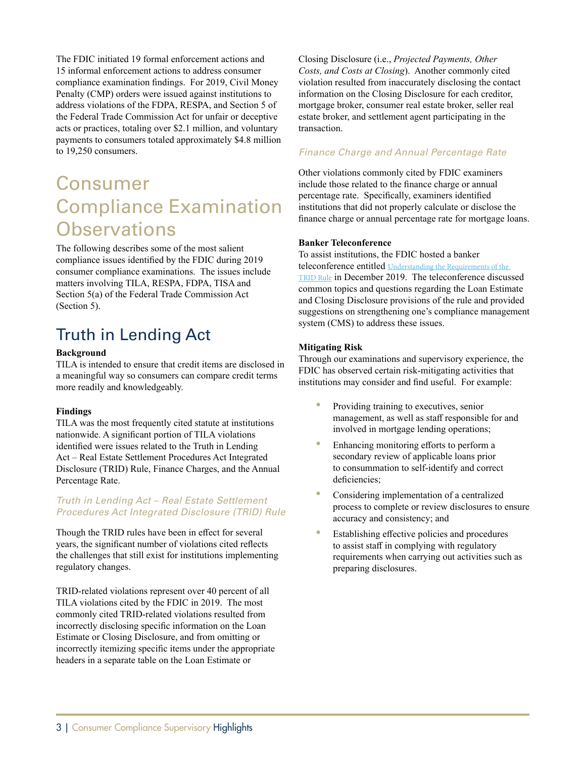The FDIC initiated 19 formal enforcement actions and 15 informal enforcement actions to address consumer compliance examination findings. For 2019, Civil Money Penalty (CMP) orders were issued against institutions to address violations of the FDPA, RESPA, and Section 5 of the Federal Trade Commission Act for unfair or deceptive acts or practices, totaling over $2.1 million, and voluntary payments to consumers totaled approximately $4.8 million to 19,250 consumers.

# Consumer Compliance Examination Observations

The following describes some of the most salient compliance issues identified by the FDIC during 2019 consumer compliance examinations. The issues include matters involving TILA, RESPA, FDPA, TISA and Section 5(a) of the Federal Trade Commission Act (Section 5).

## Truth in Lending Act

**Background**
TILA is intended to ensure that credit items are disclosed in a meaningful way so consumers can compare credit terms more readily and knowledgeably.

**Findings**
TILA was the most frequently cited statute at institutions nationwide. A significant portion of TILA violations identified were issues related to the Truth in Lending Act – Real Estate Settlement Procedures Act Integrated Disclosure (TRID) Rule, Finance Charges, and the Annual Percentage Rate.

### *Truth in Lending Act – Real Estate Settlement Procedures Act Integrated Disclosure (TRID) Rule*

Though the TRID rules have been in effect for several years, the significant number of violations cited reflects the challenges that still exist for institutions implementing regulatory changes.

TRID-related violations represent over 40 percent of all TILA violations cited by the FDIC in 2019. The most commonly cited TRID-related violations resulted from incorrectly disclosing specific information on the Loan Estimate or Closing Disclosure, and from omitting or incorrectly itemizing specific items under the appropriate headers in a separate table on the Loan Estimate or Closing Disclosure (i.e., *Projected Payments, Other Costs, and Costs at Closing*). Another commonly cited violation resulted from inaccurately disclosing the contact information on the Closing Disclosure for each creditor, mortgage broker, consumer real estate broker, seller real estate broker, and settlement agent participating in the transaction.

### *Finance Charge and Annual Percentage Rate*

Other violations commonly cited by FDIC examiners include those related to the finance charge or annual percentage rate. Specifically, examiners identified institutions that did not properly calculate or disclose the finance charge or annual percentage rate for mortgage loans.

**Banker Teleconference**
To assist institutions, the FDIC hosted a banker teleconference entitled Understanding the Requirements of the TRID Rule in December 2019. The teleconference discussed common topics and questions regarding the Loan Estimate and Closing Disclosure provisions of the rule and provided suggestions on strengthening one's compliance management system (CMS) to address these issues.

**Mitigating Risk**
Through our examinations and supervisory experience, the FDIC has observed certain risk-mitigating activities that institutions may consider and find useful. For example:

- Providing training to executives, senior management, as well as staff responsible for and involved in mortgage lending operations;
- Enhancing monitoring efforts to perform a secondary review of applicable loans prior to consummation to self-identify and correct deficiencies;
- Considering implementation of a centralized process to complete or review disclosures to ensure accuracy and consistency; and
- Establishing effective policies and procedures to assist staff in complying with regulatory requirements when carrying out activities such as preparing disclosures.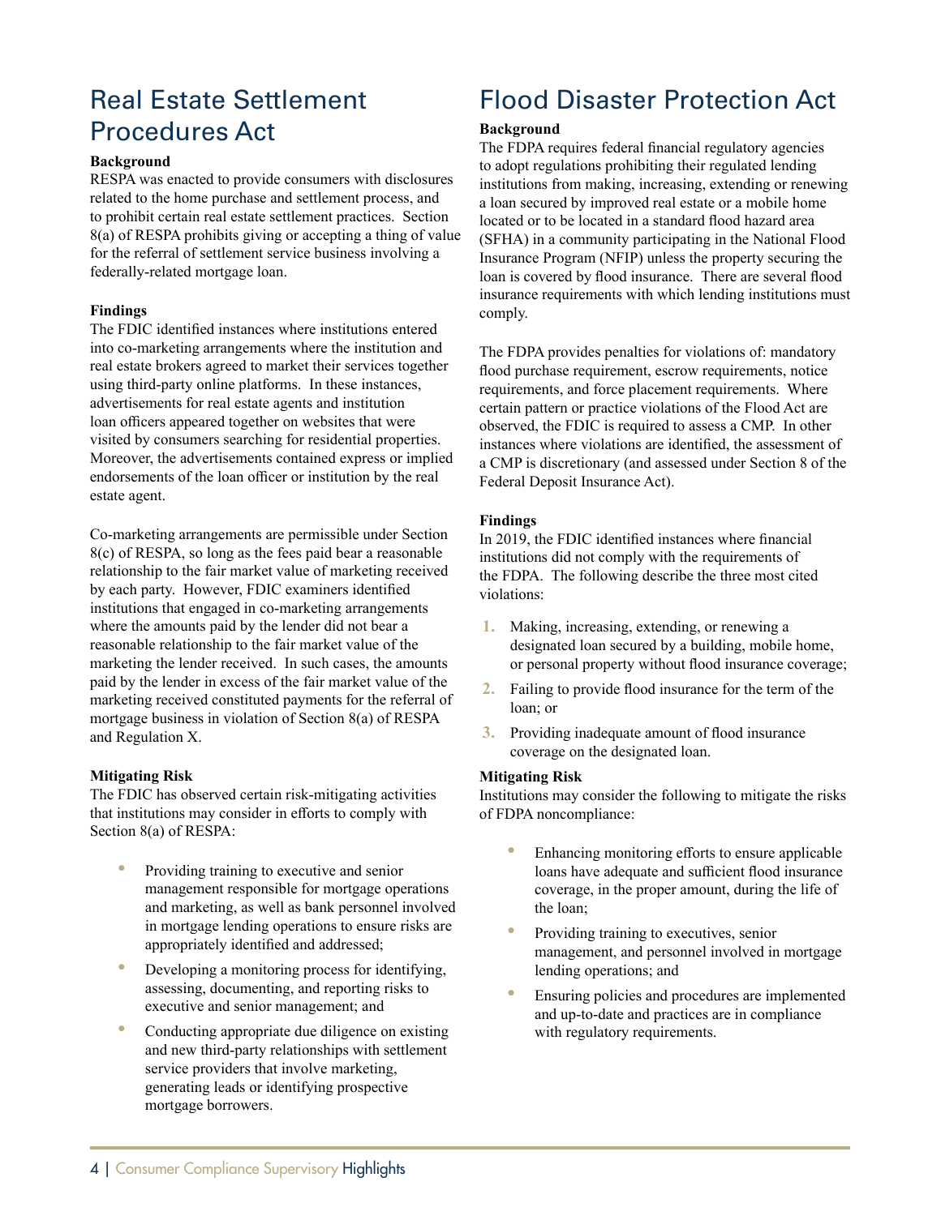# Real Estate Settlement Procedures Act

**Background**

RESPA was enacted to provide consumers with disclosures related to the home purchase and settlement process, and to prohibit certain real estate settlement practices. Section 8(a) of RESPA prohibits giving or accepting a thing of value for the referral of settlement service business involving a federally-related mortgage loan.

**Findings**

The FDIC identified instances where institutions entered into co-marketing arrangements where the institution and real estate brokers agreed to market their services together using third-party online platforms. In these instances, advertisements for real estate agents and institution loan officers appeared together on websites that were visited by consumers searching for residential properties. Moreover, the advertisements contained express or implied endorsements of the loan officer or institution by the real estate agent.

Co-marketing arrangements are permissible under Section 8(c) of RESPA, so long as the fees paid bear a reasonable relationship to the fair market value of marketing received by each party. However, FDIC examiners identified institutions that engaged in co-marketing arrangements where the amounts paid by the lender did not bear a reasonable relationship to the fair market value of the marketing the lender received. In such cases, the amounts paid by the lender in excess of the fair market value of the marketing received constituted payments for the referral of mortgage business in violation of Section 8(a) of RESPA and Regulation X.

**Mitigating Risk**

The FDIC has observed certain risk-mitigating activities that institutions may consider in efforts to comply with Section 8(a) of RESPA:

- Providing training to executive and senior management responsible for mortgage operations and marketing, as well as bank personnel involved in mortgage lending operations to ensure risks are appropriately identified and addressed;
- Developing a monitoring process for identifying, assessing, documenting, and reporting risks to executive and senior management; and
- Conducting appropriate due diligence on existing and new third-party relationships with settlement service providers that involve marketing, generating leads or identifying prospective mortgage borrowers.

# Flood Disaster Protection Act

**Background**

The FDPA requires federal financial regulatory agencies to adopt regulations prohibiting their regulated lending institutions from making, increasing, extending or renewing a loan secured by improved real estate or a mobile home located or to be located in a standard flood hazard area (SFHA) in a community participating in the National Flood Insurance Program (NFIP) unless the property securing the loan is covered by flood insurance. There are several flood insurance requirements with which lending institutions must comply.

The FDPA provides penalties for violations of: mandatory flood purchase requirement, escrow requirements, notice requirements, and force placement requirements. Where certain pattern or practice violations of the Flood Act are observed, the FDIC is required to assess a CMP. In other instances where violations are identified, the assessment of a CMP is discretionary (and assessed under Section 8 of the Federal Deposit Insurance Act).

**Findings**

In 2019, the FDIC identified instances where financial institutions did not comply with the requirements of the FDPA. The following describe the three most cited violations:

1. Making, increasing, extending, or renewing a designated loan secured by a building, mobile home, or personal property without flood insurance coverage;
2. Failing to provide flood insurance for the term of the loan; or
3. Providing inadequate amount of flood insurance coverage on the designated loan.

**Mitigating Risk**

Institutions may consider the following to mitigate the risks of FDPA noncompliance:

- Enhancing monitoring efforts to ensure applicable loans have adequate and sufficient flood insurance coverage, in the proper amount, during the life of the loan;
- Providing training to executives, senior management, and personnel involved in mortgage lending operations; and
- Ensuring policies and procedures are implemented and up-to-date and practices are in compliance with regulatory requirements.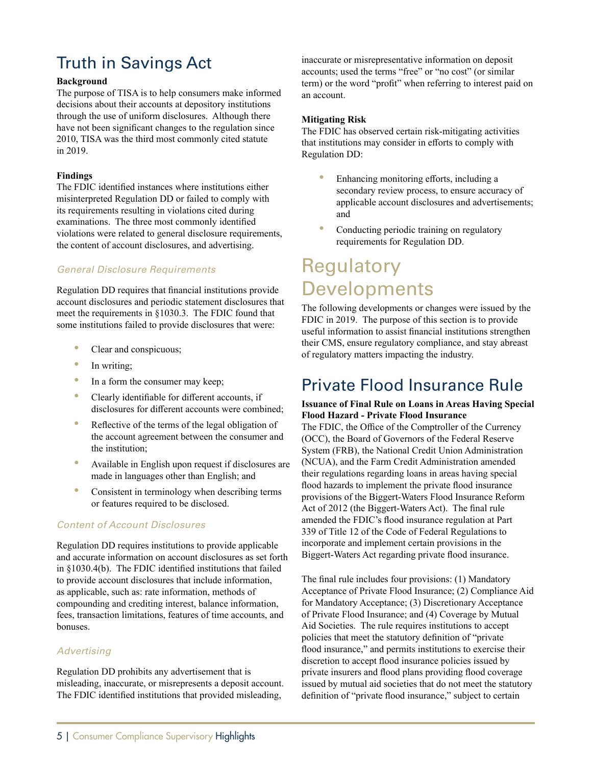## Truth in Savings Act

**Background**

The purpose of TISA is to help consumers make informed decisions about their accounts at depository institutions through the use of uniform disclosures. Although there have not been significant changes to the regulation since 2010, TISA was the third most commonly cited statute in 2019.

**Findings**

The FDIC identified instances where institutions either misinterpreted Regulation DD or failed to comply with its requirements resulting in violations cited during examinations. The three most commonly identified violations were related to general disclosure requirements, the content of account disclosures, and advertising.

#### *General Disclosure Requirements*

Regulation DD requires that financial institutions provide account disclosures and periodic statement disclosures that meet the requirements in §1030.3. The FDIC found that some institutions failed to provide disclosures that were:

- Clear and conspicuous;
- In writing;
- In a form the consumer may keep;
- Clearly identifiable for different accounts, if disclosures for different accounts were combined;
- Reflective of the terms of the legal obligation of the account agreement between the consumer and the institution;
- Available in English upon request if disclosures are made in languages other than English; and
- Consistent in terminology when describing terms or features required to be disclosed.

#### *Content of Account Disclosures*

Regulation DD requires institutions to provide applicable and accurate information on account disclosures as set forth in §1030.4(b). The FDIC identified institutions that failed to provide account disclosures that include information, as applicable, such as: rate information, methods of compounding and crediting interest, balance information, fees, transaction limitations, features of time accounts, and bonuses.

#### *Advertising*

Regulation DD prohibits any advertisement that is misleading, inaccurate, or misrepresents a deposit account. The FDIC identified institutions that provided misleading, inaccurate or misrepresentative information on deposit accounts; used the terms "free" or "no cost" (or similar term) or the word "profit" when referring to interest paid on an account.

**Mitigating Risk**

The FDIC has observed certain risk-mitigating activities that institutions may consider in efforts to comply with Regulation DD:

- Enhancing monitoring efforts, including a secondary review process, to ensure accuracy of applicable account disclosures and advertisements; and
- Conducting periodic training on regulatory requirements for Regulation DD.

# Regulatory Developments

The following developments or changes were issued by the FDIC in 2019. The purpose of this section is to provide useful information to assist financial institutions strengthen their CMS, ensure regulatory compliance, and stay abreast of regulatory matters impacting the industry.

## Private Flood Insurance Rule

**Issuance of Final Rule on Loans in Areas Having Special Flood Hazard - Private Flood Insurance**

The FDIC, the Office of the Comptroller of the Currency (OCC), the Board of Governors of the Federal Reserve System (FRB), the National Credit Union Administration (NCUA), and the Farm Credit Administration amended their regulations regarding loans in areas having special flood hazards to implement the private flood insurance provisions of the Biggert-Waters Flood Insurance Reform Act of 2012 (the Biggert-Waters Act). The final rule amended the FDIC's flood insurance regulation at Part 339 of Title 12 of the Code of Federal Regulations to incorporate and implement certain provisions in the Biggert-Waters Act regarding private flood insurance.

The final rule includes four provisions: (1) Mandatory Acceptance of Private Flood Insurance; (2) Compliance Aid for Mandatory Acceptance; (3) Discretionary Acceptance of Private Flood Insurance; and (4) Coverage by Mutual Aid Societies. The rule requires institutions to accept policies that meet the statutory definition of "private flood insurance," and permits institutions to exercise their discretion to accept flood insurance policies issued by private insurers and flood plans providing flood coverage issued by mutual aid societies that do not meet the statutory definition of "private flood insurance," subject to certain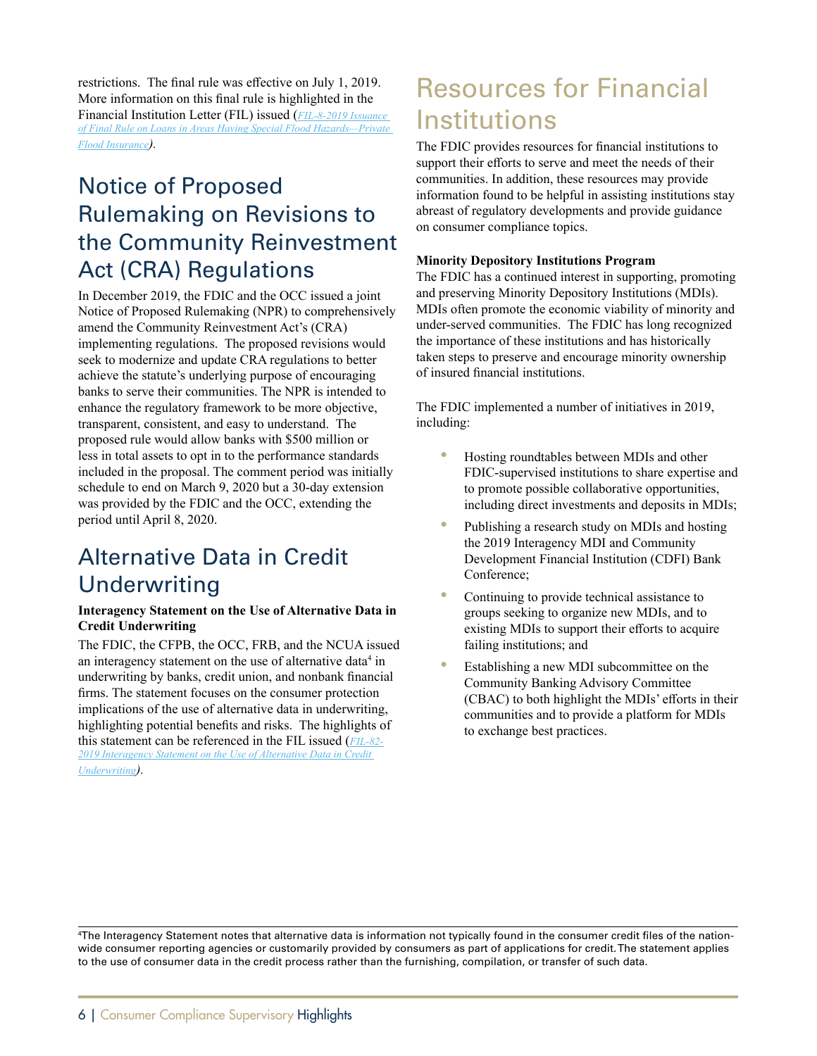restrictions. The final rule was effective on July 1, 2019. More information on this final rule is highlighted in the Financial Institution Letter (FIL) issued (*FIL-8-2019 Issuance of Final Rule on Loans in Areas Having Special Flood Hazards—Private Flood Insurance*).

## Notice of Proposed Rulemaking on Revisions to the Community Reinvestment Act (CRA) Regulations

In December 2019, the FDIC and the OCC issued a joint Notice of Proposed Rulemaking (NPR) to comprehensively amend the Community Reinvestment Act's (CRA) implementing regulations. The proposed revisions would seek to modernize and update CRA regulations to better achieve the statute's underlying purpose of encouraging banks to serve their communities. The NPR is intended to enhance the regulatory framework to be more objective, transparent, consistent, and easy to understand. The proposed rule would allow banks with $500 million or less in total assets to opt in to the performance standards included in the proposal. The comment period was initially schedule to end on March 9, 2020 but a 30-day extension was provided by the FDIC and the OCC, extending the period until April 8, 2020.

## Alternative Data in Credit Underwriting

**Interagency Statement on the Use of Alternative Data in Credit Underwriting**

The FDIC, the CFPB, the OCC, FRB, and the NCUA issued an interagency statement on the use of alternative data[4] in underwriting by banks, credit union, and nonbank financial firms. The statement focuses on the consumer protection implications of the use of alternative data in underwriting, highlighting potential benefits and risks. The highlights of this statement can be referenced in the FIL issued (*FIL-82-2019 Interagency Statement on the Use of Alternative Data in Credit Underwriting*).

# Resources for Financial Institutions

The FDIC provides resources for financial institutions to support their efforts to serve and meet the needs of their communities. In addition, these resources may provide information found to be helpful in assisting institutions stay abreast of regulatory developments and provide guidance on consumer compliance topics.

**Minority Depository Institutions Program**

The FDIC has a continued interest in supporting, promoting and preserving Minority Depository Institutions (MDIs). MDIs often promote the economic viability of minority and under-served communities. The FDIC has long recognized the importance of these institutions and has historically taken steps to preserve and encourage minority ownership of insured financial institutions.

The FDIC implemented a number of initiatives in 2019, including:

- Hosting roundtables between MDIs and other FDIC-supervised institutions to share expertise and to promote possible collaborative opportunities, including direct investments and deposits in MDIs;
- Publishing a research study on MDIs and hosting the 2019 Interagency MDI and Community Development Financial Institution (CDFI) Bank Conference;
- Continuing to provide technical assistance to groups seeking to organize new MDIs, and to existing MDIs to support their efforts to acquire failing institutions; and
- Establishing a new MDI subcommittee on the Community Banking Advisory Committee (CBAC) to both highlight the MDIs' efforts in their communities and to provide a platform for MDIs to exchange best practices.

---

[4]The Interagency Statement notes that alternative data is information not typically found in the consumer credit files of the nationwide consumer reporting agencies or customarily provided by consumers as part of applications for credit. The statement applies to the use of consumer data in the credit process rather than the furnishing, compilation, or transfer of such data.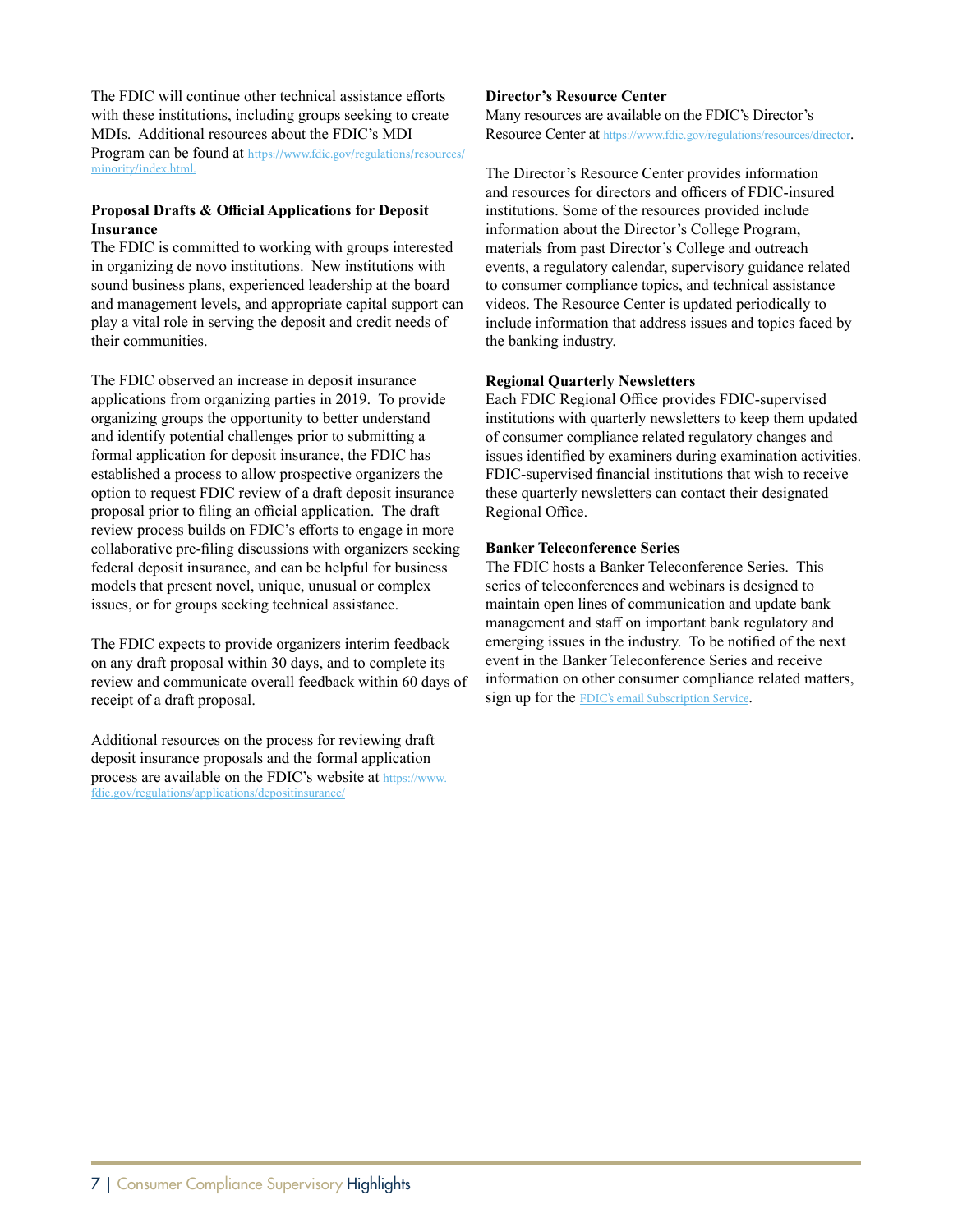The FDIC will continue other technical assistance efforts with these institutions, including groups seeking to create MDIs. Additional resources about the FDIC's MDI Program can be found at https://www.fdic.gov/regulations/resources/minority/index.html.

**Proposal Drafts & Official Applications for Deposit Insurance**

The FDIC is committed to working with groups interested in organizing de novo institutions. New institutions with sound business plans, experienced leadership at the board and management levels, and appropriate capital support can play a vital role in serving the deposit and credit needs of their communities.

The FDIC observed an increase in deposit insurance applications from organizing parties in 2019. To provide organizing groups the opportunity to better understand and identify potential challenges prior to submitting a formal application for deposit insurance, the FDIC has established a process to allow prospective organizers the option to request FDIC review of a draft deposit insurance proposal prior to filing an official application. The draft review process builds on FDIC's efforts to engage in more collaborative pre-filing discussions with organizers seeking federal deposit insurance, and can be helpful for business models that present novel, unique, unusual or complex issues, or for groups seeking technical assistance.

The FDIC expects to provide organizers interim feedback on any draft proposal within 30 days, and to complete its review and communicate overall feedback within 60 days of receipt of a draft proposal.

Additional resources on the process for reviewing draft deposit insurance proposals and the formal application process are available on the FDIC's website at https://www.fdic.gov/regulations/applications/depositinsurance/

**Director's Resource Center**

Many resources are available on the FDIC's Director's Resource Center at https://www.fdic.gov/regulations/resources/director.

The Director's Resource Center provides information and resources for directors and officers of FDIC-insured institutions. Some of the resources provided include information about the Director's College Program, materials from past Director's College and outreach events, a regulatory calendar, supervisory guidance related to consumer compliance topics, and technical assistance videos. The Resource Center is updated periodically to include information that address issues and topics faced by the banking industry.

**Regional Quarterly Newsletters**

Each FDIC Regional Office provides FDIC-supervised institutions with quarterly newsletters to keep them updated of consumer compliance related regulatory changes and issues identified by examiners during examination activities. FDIC-supervised financial institutions that wish to receive these quarterly newsletters can contact their designated Regional Office.

**Banker Teleconference Series**

The FDIC hosts a Banker Teleconference Series. This series of teleconferences and webinars is designed to maintain open lines of communication and update bank management and staff on important bank regulatory and emerging issues in the industry. To be notified of the next event in the Banker Teleconference Series and receive information on other consumer compliance related matters, sign up for the FDIC's email Subscription Service.